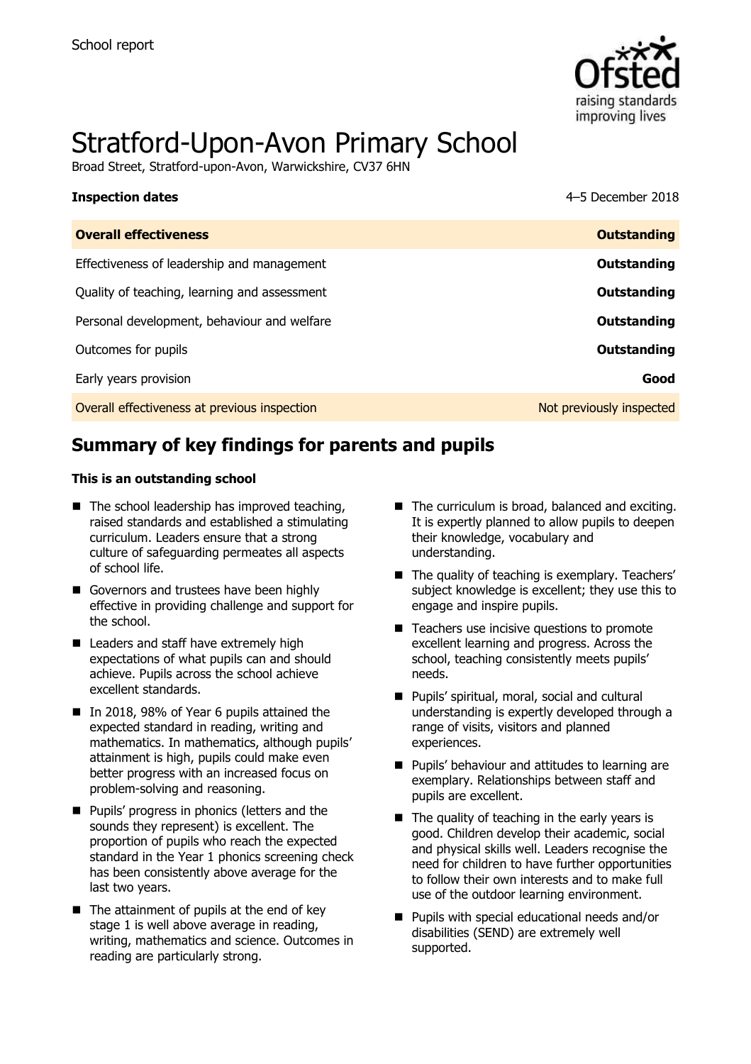School report

# Stratford-Upon-Avon Primary School

Broad Street, Stratford-upon-Avon, Warwickshire, CV37 6HN

| **Inspection dates** | 4–5 December 2018 |
| --- | --- |
| **Overall effectiveness** | **Outstanding** |
| Effectiveness of leadership and management | **Outstanding** |
| Quality of teaching, learning and assessment | **Outstanding** |
| Personal development, behaviour and welfare | **Outstanding** |
| Outcomes for pupils | **Outstanding** |
| Early years provision | **Good** |
| Overall effectiveness at previous inspection | Not previously inspected |

## Summary of key findings for parents and pupils

**This is an outstanding school**

- The school leadership has improved teaching, raised standards and established a stimulating curriculum. Leaders ensure that a strong culture of safeguarding permeates all aspects of school life.
- Governors and trustees have been highly effective in providing challenge and support for the school.
- Leaders and staff have extremely high expectations of what pupils can and should achieve. Pupils across the school achieve excellent standards.
- In 2018, 98% of Year 6 pupils attained the expected standard in reading, writing and mathematics. In mathematics, although pupils' attainment is high, pupils could make even better progress with an increased focus on problem-solving and reasoning.
- Pupils' progress in phonics (letters and the sounds they represent) is excellent. The proportion of pupils who reach the expected standard in the Year 1 phonics screening check has been consistently above average for the last two years.
- The attainment of pupils at the end of key stage 1 is well above average in reading, writing, mathematics and science. Outcomes in reading are particularly strong.
- The curriculum is broad, balanced and exciting. It is expertly planned to allow pupils to deepen their knowledge, vocabulary and understanding.
- The quality of teaching is exemplary. Teachers' subject knowledge is excellent; they use this to engage and inspire pupils.
- Teachers use incisive questions to promote excellent learning and progress. Across the school, teaching consistently meets pupils' needs.
- Pupils' spiritual, moral, social and cultural understanding is expertly developed through a range of visits, visitors and planned experiences.
- Pupils' behaviour and attitudes to learning are exemplary. Relationships between staff and pupils are excellent.
- The quality of teaching in the early years is good. Children develop their academic, social and physical skills well. Leaders recognise the need for children to have further opportunities to follow their own interests and to make full use of the outdoor learning environment.
- Pupils with special educational needs and/or disabilities (SEND) are extremely well supported.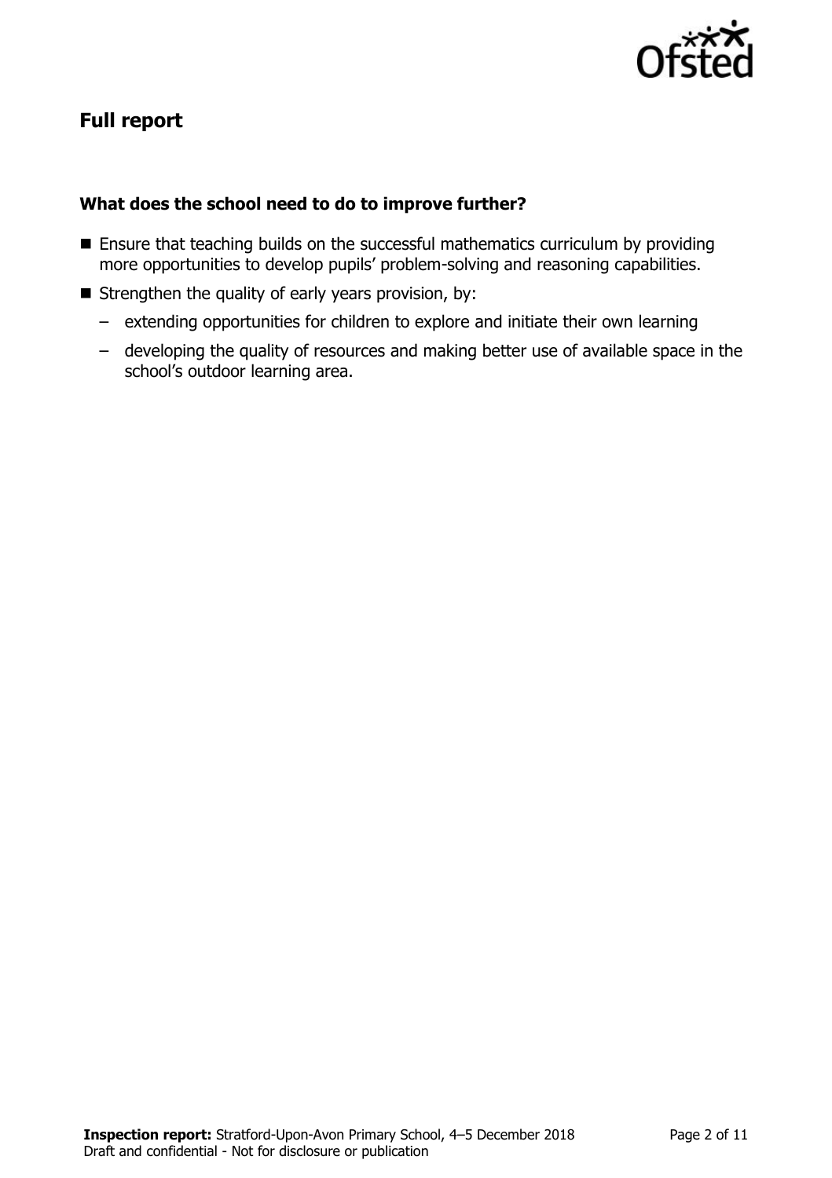## Full report

### What does the school need to do to improve further?

- Ensure that teaching builds on the successful mathematics curriculum by providing more opportunities to develop pupils' problem-solving and reasoning capabilities.
- Strengthen the quality of early years provision, by:
  - extending opportunities for children to explore and initiate their own learning
  - developing the quality of resources and making better use of available space in the school's outdoor learning area.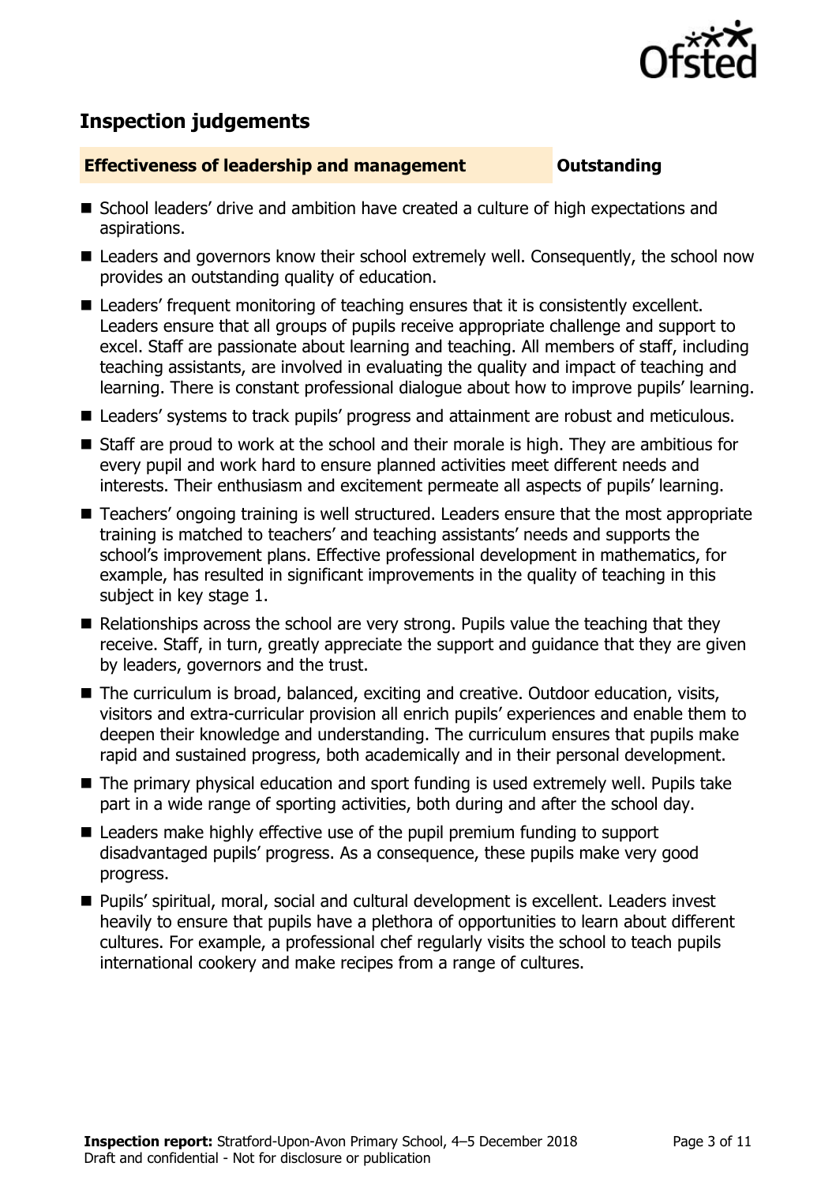## Inspection judgements

| **Effectiveness of leadership and management** | **Outstanding** |
| --- | --- |

- School leaders' drive and ambition have created a culture of high expectations and aspirations.
- Leaders and governors know their school extremely well. Consequently, the school now provides an outstanding quality of education.
- Leaders' frequent monitoring of teaching ensures that it is consistently excellent. Leaders ensure that all groups of pupils receive appropriate challenge and support to excel. Staff are passionate about learning and teaching. All members of staff, including teaching assistants, are involved in evaluating the quality and impact of teaching and learning. There is constant professional dialogue about how to improve pupils' learning.
- Leaders' systems to track pupils' progress and attainment are robust and meticulous.
- Staff are proud to work at the school and their morale is high. They are ambitious for every pupil and work hard to ensure planned activities meet different needs and interests. Their enthusiasm and excitement permeate all aspects of pupils' learning.
- Teachers' ongoing training is well structured. Leaders ensure that the most appropriate training is matched to teachers' and teaching assistants' needs and supports the school's improvement plans. Effective professional development in mathematics, for example, has resulted in significant improvements in the quality of teaching in this subject in key stage 1.
- Relationships across the school are very strong. Pupils value the teaching that they receive. Staff, in turn, greatly appreciate the support and guidance that they are given by leaders, governors and the trust.
- The curriculum is broad, balanced, exciting and creative. Outdoor education, visits, visitors and extra-curricular provision all enrich pupils' experiences and enable them to deepen their knowledge and understanding. The curriculum ensures that pupils make rapid and sustained progress, both academically and in their personal development.
- The primary physical education and sport funding is used extremely well. Pupils take part in a wide range of sporting activities, both during and after the school day.
- Leaders make highly effective use of the pupil premium funding to support disadvantaged pupils' progress. As a consequence, these pupils make very good progress.
- Pupils' spiritual, moral, social and cultural development is excellent. Leaders invest heavily to ensure that pupils have a plethora of opportunities to learn about different cultures. For example, a professional chef regularly visits the school to teach pupils international cookery and make recipes from a range of cultures.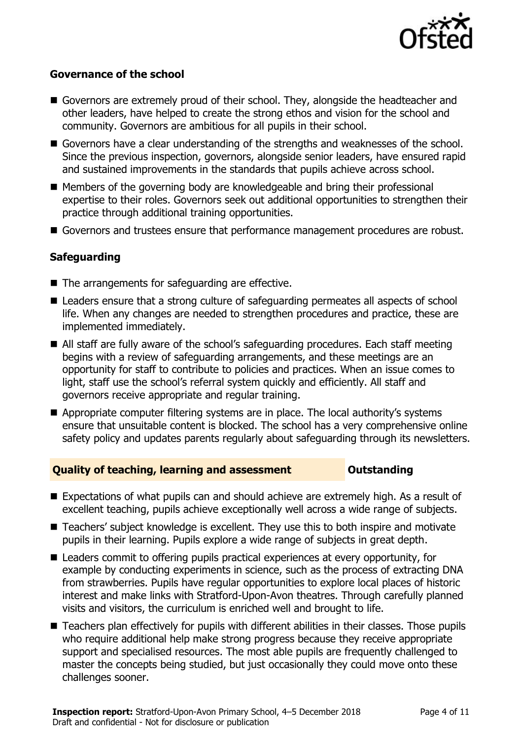### Governance of the school

- Governors are extremely proud of their school. They, alongside the headteacher and other leaders, have helped to create the strong ethos and vision for the school and community. Governors are ambitious for all pupils in their school.
- Governors have a clear understanding of the strengths and weaknesses of the school. Since the previous inspection, governors, alongside senior leaders, have ensured rapid and sustained improvements in the standards that pupils achieve across school.
- Members of the governing body are knowledgeable and bring their professional expertise to their roles. Governors seek out additional opportunities to strengthen their practice through additional training opportunities.
- Governors and trustees ensure that performance management procedures are robust.

### Safeguarding

- The arrangements for safeguarding are effective.
- Leaders ensure that a strong culture of safeguarding permeates all aspects of school life. When any changes are needed to strengthen procedures and practice, these are implemented immediately.
- All staff are fully aware of the school's safeguarding procedures. Each staff meeting begins with a review of safeguarding arrangements, and these meetings are an opportunity for staff to contribute to policies and practices. When an issue comes to light, staff use the school's referral system quickly and efficiently. All staff and governors receive appropriate and regular training.
- Appropriate computer filtering systems are in place. The local authority's systems ensure that unsuitable content is blocked. The school has a very comprehensive online safety policy and updates parents regularly about safeguarding through its newsletters.

### Quality of teaching, learning and assessment — Outstanding

- Expectations of what pupils can and should achieve are extremely high. As a result of excellent teaching, pupils achieve exceptionally well across a wide range of subjects.
- Teachers' subject knowledge is excellent. They use this to both inspire and motivate pupils in their learning. Pupils explore a wide range of subjects in great depth.
- Leaders commit to offering pupils practical experiences at every opportunity, for example by conducting experiments in science, such as the process of extracting DNA from strawberries. Pupils have regular opportunities to explore local places of historic interest and make links with Stratford-Upon-Avon theatres. Through carefully planned visits and visitors, the curriculum is enriched well and brought to life.
- Teachers plan effectively for pupils with different abilities in their classes. Those pupils who require additional help make strong progress because they receive appropriate support and specialised resources. The most able pupils are frequently challenged to master the concepts being studied, but just occasionally they could move onto these challenges sooner.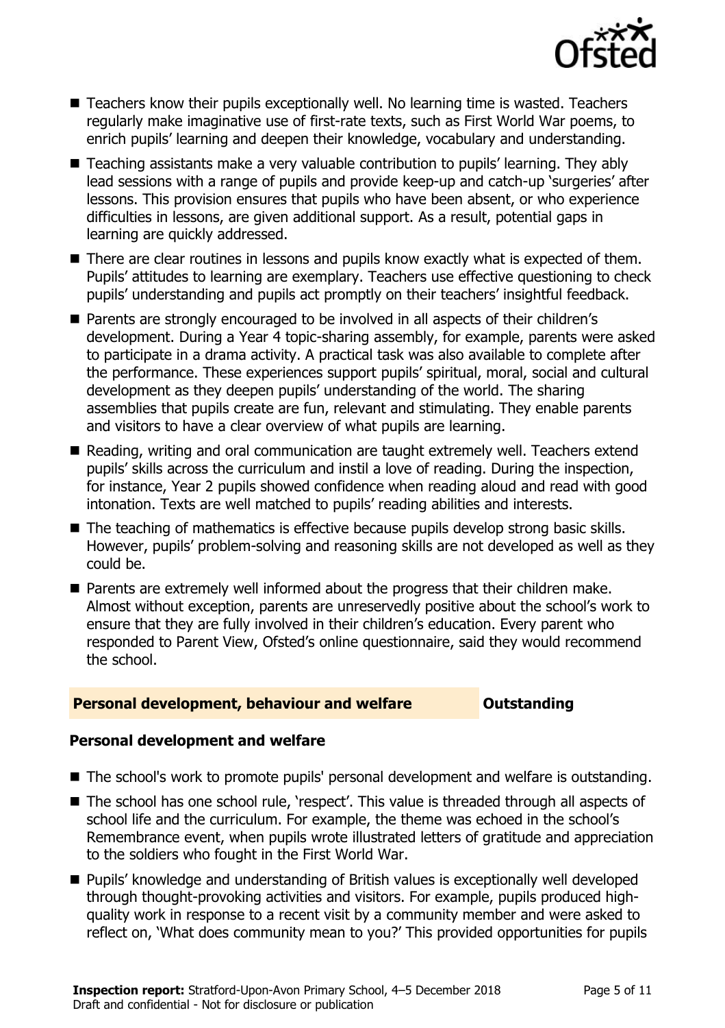- Teachers know their pupils exceptionally well. No learning time is wasted. Teachers regularly make imaginative use of first-rate texts, such as First World War poems, to enrich pupils' learning and deepen their knowledge, vocabulary and understanding.
- Teaching assistants make a very valuable contribution to pupils' learning. They ably lead sessions with a range of pupils and provide keep-up and catch-up 'surgeries' after lessons. This provision ensures that pupils who have been absent, or who experience difficulties in lessons, are given additional support. As a result, potential gaps in learning are quickly addressed.
- There are clear routines in lessons and pupils know exactly what is expected of them. Pupils' attitudes to learning are exemplary. Teachers use effective questioning to check pupils' understanding and pupils act promptly on their teachers' insightful feedback.
- Parents are strongly encouraged to be involved in all aspects of their children's development. During a Year 4 topic-sharing assembly, for example, parents were asked to participate in a drama activity. A practical task was also available to complete after the performance. These experiences support pupils' spiritual, moral, social and cultural development as they deepen pupils' understanding of the world. The sharing assemblies that pupils create are fun, relevant and stimulating. They enable parents and visitors to have a clear overview of what pupils are learning.
- Reading, writing and oral communication are taught extremely well. Teachers extend pupils' skills across the curriculum and instil a love of reading. During the inspection, for instance, Year 2 pupils showed confidence when reading aloud and read with good intonation. Texts are well matched to pupils' reading abilities and interests.
- The teaching of mathematics is effective because pupils develop strong basic skills. However, pupils' problem-solving and reasoning skills are not developed as well as they could be.
- Parents are extremely well informed about the progress that their children make. Almost without exception, parents are unreservedly positive about the school's work to ensure that they are fully involved in their children's education. Every parent who responded to Parent View, Ofsted's online questionnaire, said they would recommend the school.

## Personal development, behaviour and welfare — Outstanding

### Personal development and welfare

- The school's work to promote pupils' personal development and welfare is outstanding.
- The school has one school rule, 'respect'. This value is threaded through all aspects of school life and the curriculum. For example, the theme was echoed in the school's Remembrance event, when pupils wrote illustrated letters of gratitude and appreciation to the soldiers who fought in the First World War.
- Pupils' knowledge and understanding of British values is exceptionally well developed through thought-provoking activities and visitors. For example, pupils produced high-quality work in response to a recent visit by a community member and were asked to reflect on, 'What does community mean to you?' This provided opportunities for pupils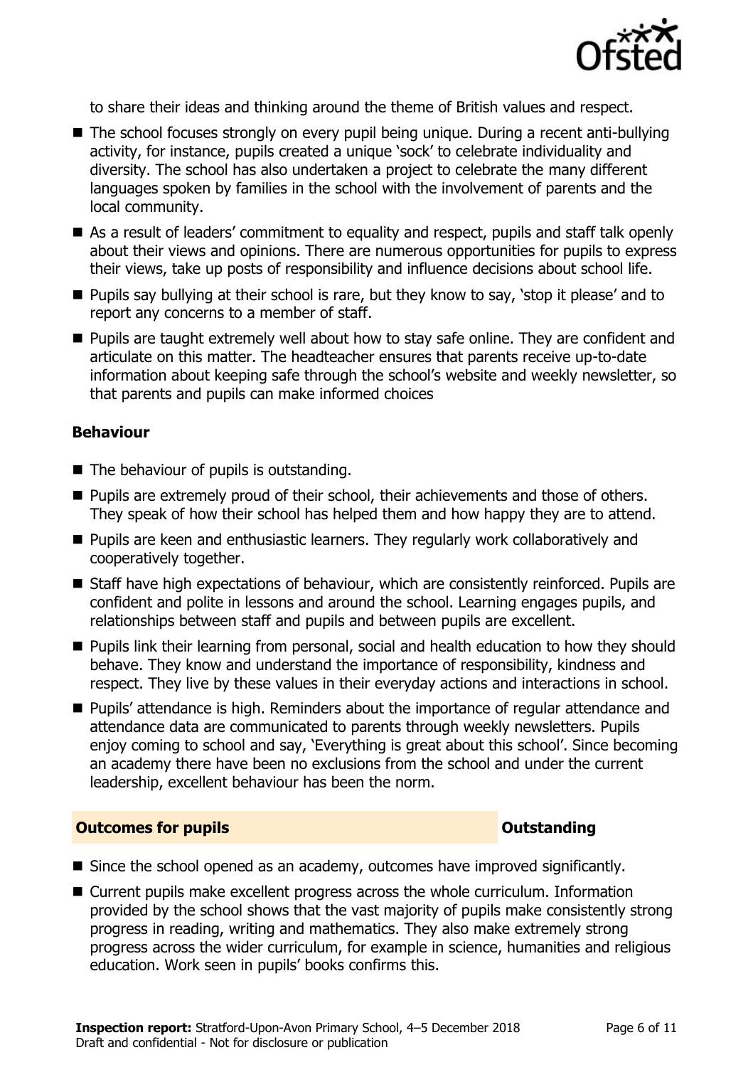to share their ideas and thinking around the theme of British values and respect.

- The school focuses strongly on every pupil being unique. During a recent anti-bullying activity, for instance, pupils created a unique 'sock' to celebrate individuality and diversity. The school has also undertaken a project to celebrate the many different languages spoken by families in the school with the involvement of parents and the local community.
- As a result of leaders' commitment to equality and respect, pupils and staff talk openly about their views and opinions. There are numerous opportunities for pupils to express their views, take up posts of responsibility and influence decisions about school life.
- Pupils say bullying at their school is rare, but they know to say, 'stop it please' and to report any concerns to a member of staff.
- Pupils are taught extremely well about how to stay safe online. They are confident and articulate on this matter. The headteacher ensures that parents receive up-to-date information about keeping safe through the school's website and weekly newsletter, so that parents and pupils can make informed choices

**Behaviour**

- The behaviour of pupils is outstanding.
- Pupils are extremely proud of their school, their achievements and those of others. They speak of how their school has helped them and how happy they are to attend.
- Pupils are keen and enthusiastic learners. They regularly work collaboratively and cooperatively together.
- Staff have high expectations of behaviour, which are consistently reinforced. Pupils are confident and polite in lessons and around the school. Learning engages pupils, and relationships between staff and pupils and between pupils are excellent.
- Pupils link their learning from personal, social and health education to how they should behave. They know and understand the importance of responsibility, kindness and respect. They live by these values in their everyday actions and interactions in school.
- Pupils' attendance is high. Reminders about the importance of regular attendance and attendance data are communicated to parents through weekly newsletters. Pupils enjoy coming to school and say, 'Everything is great about this school'. Since becoming an academy there have been no exclusions from the school and under the current leadership, excellent behaviour has been the norm.

## Outcomes for pupils — Outstanding

- Since the school opened as an academy, outcomes have improved significantly.
- Current pupils make excellent progress across the whole curriculum. Information provided by the school shows that the vast majority of pupils make consistently strong progress in reading, writing and mathematics. They also make extremely strong progress across the wider curriculum, for example in science, humanities and religious education. Work seen in pupils' books confirms this.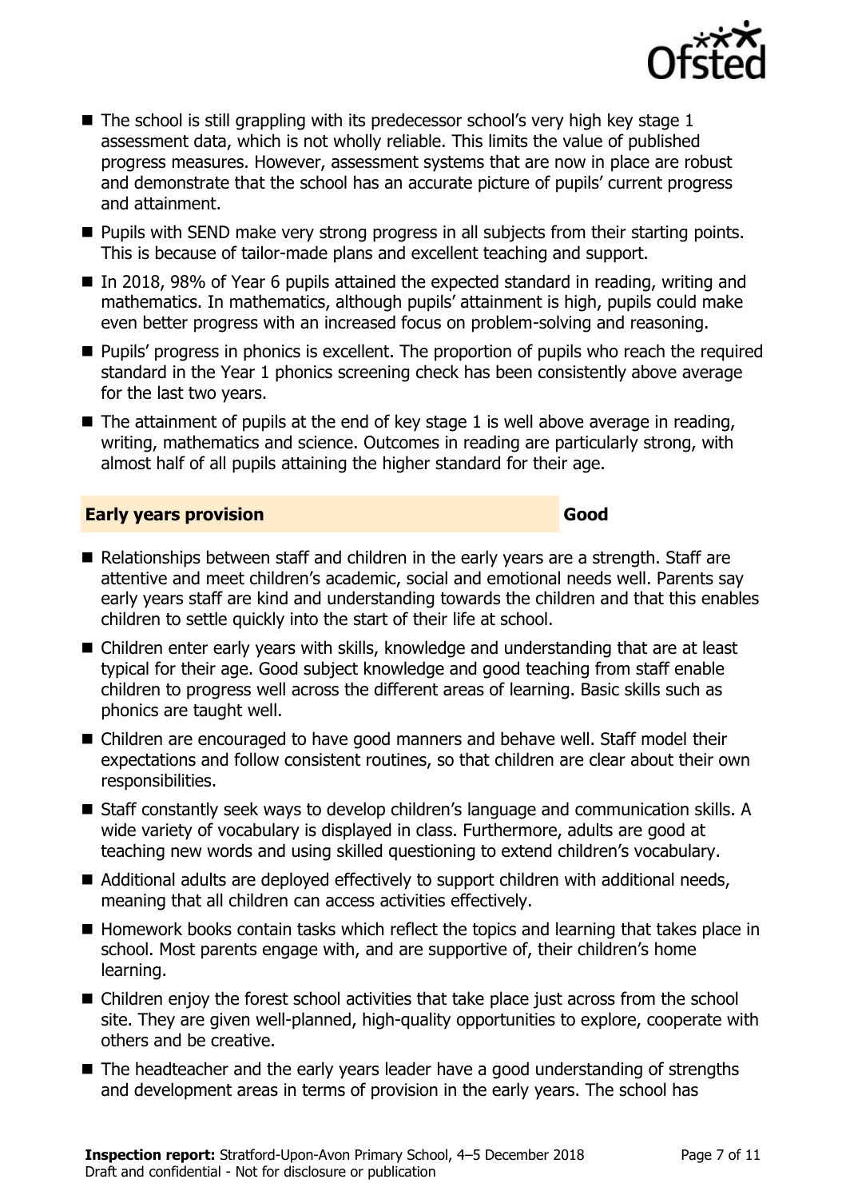- The school is still grappling with its predecessor school's very high key stage 1 assessment data, which is not wholly reliable. This limits the value of published progress measures. However, assessment systems that are now in place are robust and demonstrate that the school has an accurate picture of pupils' current progress and attainment.
- Pupils with SEND make very strong progress in all subjects from their starting points. This is because of tailor-made plans and excellent teaching and support.
- In 2018, 98% of Year 6 pupils attained the expected standard in reading, writing and mathematics. In mathematics, although pupils' attainment is high, pupils could make even better progress with an increased focus on problem-solving and reasoning.
- Pupils' progress in phonics is excellent. The proportion of pupils who reach the required standard in the Year 1 phonics screening check has been consistently above average for the last two years.
- The attainment of pupils at the end of key stage 1 is well above average in reading, writing, mathematics and science. Outcomes in reading are particularly strong, with almost half of all pupils attaining the higher standard for their age.

## Early years provision — Good

- Relationships between staff and children in the early years are a strength. Staff are attentive and meet children's academic, social and emotional needs well. Parents say early years staff are kind and understanding towards the children and that this enables children to settle quickly into the start of their life at school.
- Children enter early years with skills, knowledge and understanding that are at least typical for their age. Good subject knowledge and good teaching from staff enable children to progress well across the different areas of learning. Basic skills such as phonics are taught well.
- Children are encouraged to have good manners and behave well. Staff model their expectations and follow consistent routines, so that children are clear about their own responsibilities.
- Staff constantly seek ways to develop children's language and communication skills. A wide variety of vocabulary is displayed in class. Furthermore, adults are good at teaching new words and using skilled questioning to extend children's vocabulary.
- Additional adults are deployed effectively to support children with additional needs, meaning that all children can access activities effectively.
- Homework books contain tasks which reflect the topics and learning that takes place in school. Most parents engage with, and are supportive of, their children's home learning.
- Children enjoy the forest school activities that take place just across from the school site. They are given well-planned, high-quality opportunities to explore, cooperate with others and be creative.
- The headteacher and the early years leader have a good understanding of strengths and development areas in terms of provision in the early years. The school has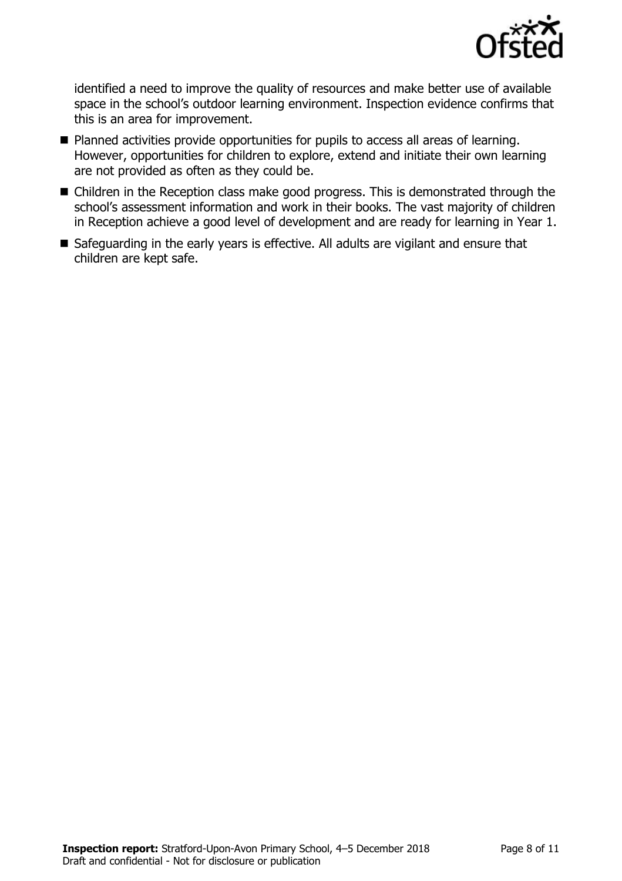identified a need to improve the quality of resources and make better use of available space in the school's outdoor learning environment. Inspection evidence confirms that this is an area for improvement.

- Planned activities provide opportunities for pupils to access all areas of learning. However, opportunities for children to explore, extend and initiate their own learning are not provided as often as they could be.
- Children in the Reception class make good progress. This is demonstrated through the school's assessment information and work in their books. The vast majority of children in Reception achieve a good level of development and are ready for learning in Year 1.
- Safeguarding in the early years is effective. All adults are vigilant and ensure that children are kept safe.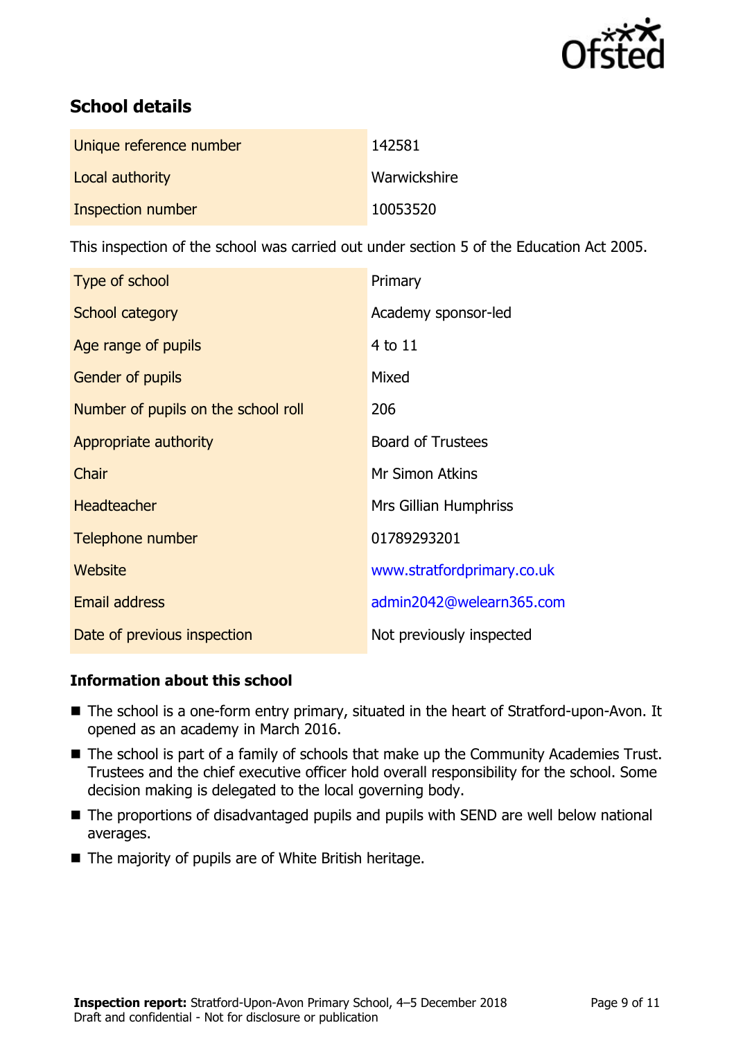## School details

| | |
|---|---|
| Unique reference number | 142581 |
| Local authority | Warwickshire |
| Inspection number | 10053520 |

This inspection of the school was carried out under section 5 of the Education Act 2005.

| | |
|---|---|
| Type of school | Primary |
| School category | Academy sponsor-led |
| Age range of pupils | 4 to 11 |
| Gender of pupils | Mixed |
| Number of pupils on the school roll | 206 |
| Appropriate authority | Board of Trustees |
| Chair | Mr Simon Atkins |
| Headteacher | Mrs Gillian Humphriss |
| Telephone number | 01789293201 |
| Website | www.stratfordprimary.co.uk |
| Email address | admin2042@welearn365.com |
| Date of previous inspection | Not previously inspected |

### Information about this school

- The school is a one-form entry primary, situated in the heart of Stratford-upon-Avon. It opened as an academy in March 2016.
- The school is part of a family of schools that make up the Community Academies Trust. Trustees and the chief executive officer hold overall responsibility for the school. Some decision making is delegated to the local governing body.
- The proportions of disadvantaged pupils and pupils with SEND are well below national averages.
- The majority of pupils are of White British heritage.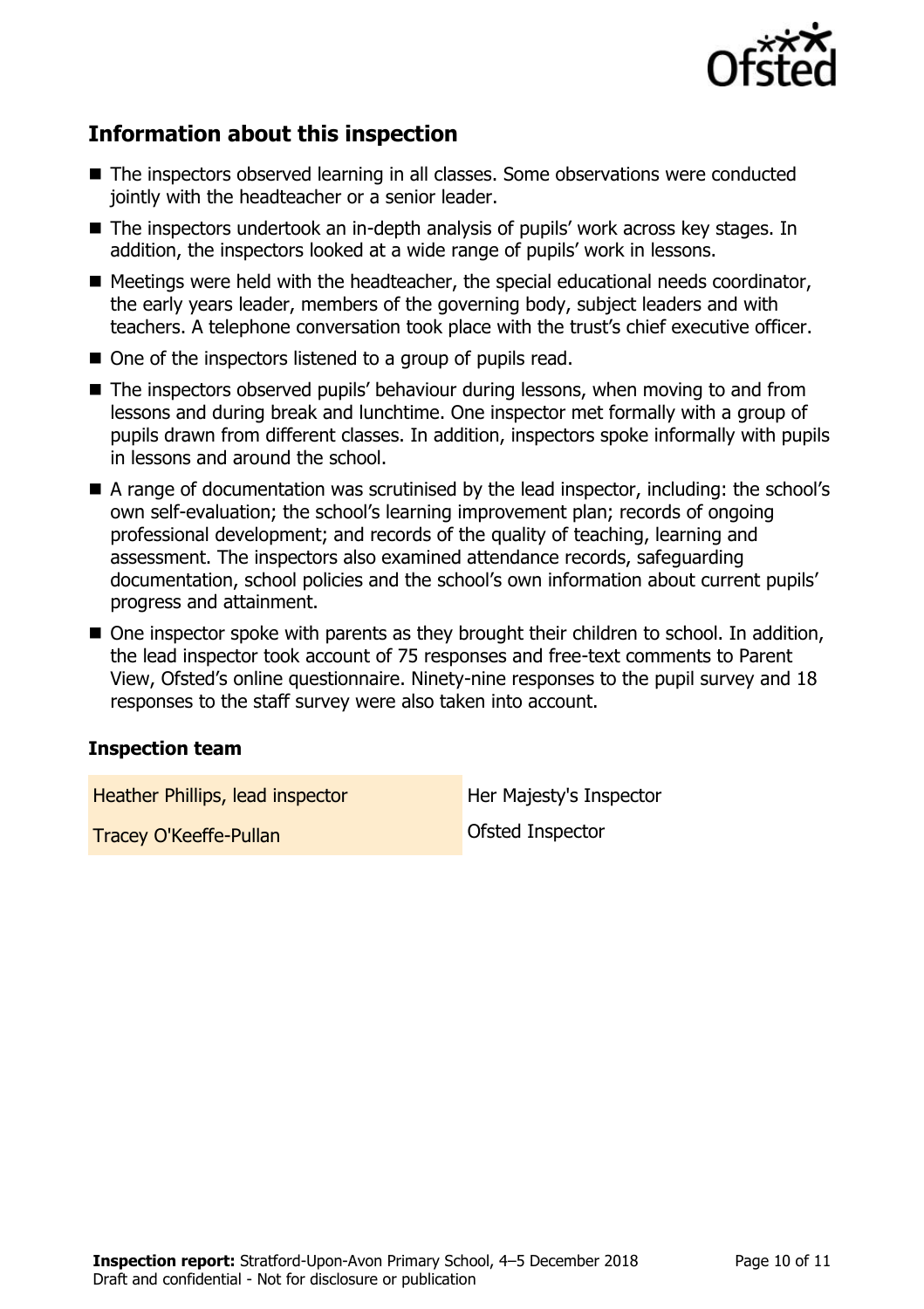## Information about this inspection

- The inspectors observed learning in all classes. Some observations were conducted jointly with the headteacher or a senior leader.
- The inspectors undertook an in-depth analysis of pupils' work across key stages. In addition, the inspectors looked at a wide range of pupils' work in lessons.
- Meetings were held with the headteacher, the special educational needs coordinator, the early years leader, members of the governing body, subject leaders and with teachers. A telephone conversation took place with the trust's chief executive officer.
- One of the inspectors listened to a group of pupils read.
- The inspectors observed pupils' behaviour during lessons, when moving to and from lessons and during break and lunchtime. One inspector met formally with a group of pupils drawn from different classes. In addition, inspectors spoke informally with pupils in lessons and around the school.
- A range of documentation was scrutinised by the lead inspector, including: the school's own self-evaluation; the school's learning improvement plan; records of ongoing professional development; and records of the quality of teaching, learning and assessment. The inspectors also examined attendance records, safeguarding documentation, school policies and the school's own information about current pupils' progress and attainment.
- One inspector spoke with parents as they brought their children to school. In addition, the lead inspector took account of 75 responses and free-text comments to Parent View, Ofsted's online questionnaire. Ninety-nine responses to the pupil survey and 18 responses to the staff survey were also taken into account.

### Inspection team

| | |
|---|---|
| Heather Phillips, lead inspector | Her Majesty's Inspector |
| Tracey O'Keeffe-Pullan | Ofsted Inspector |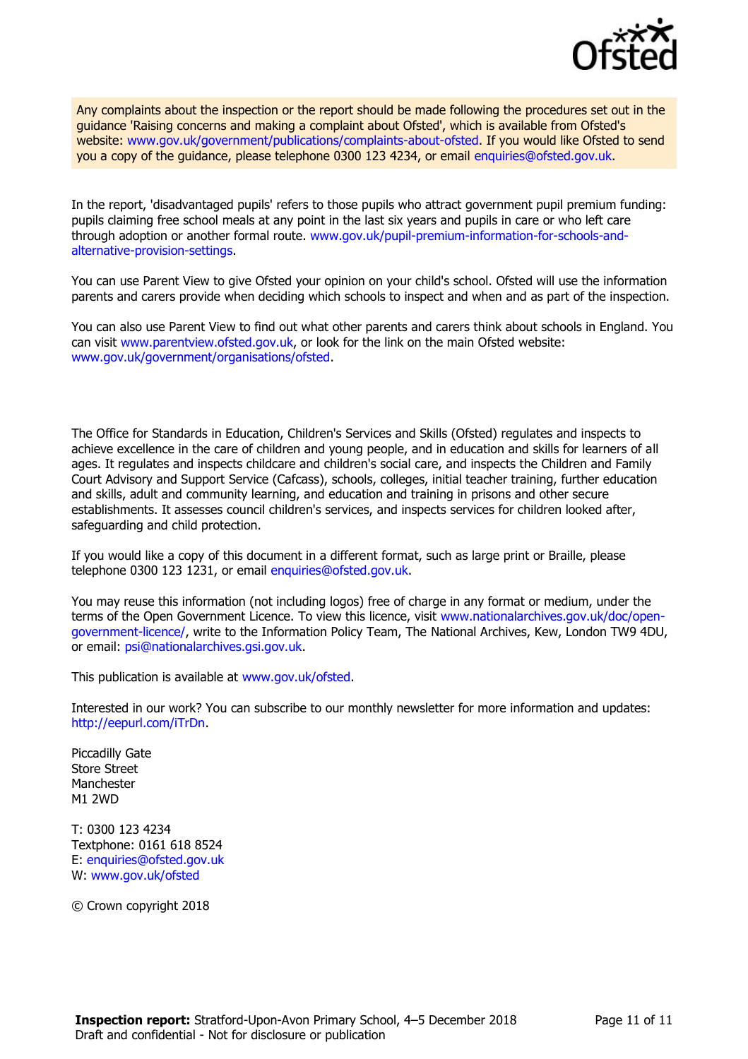Any complaints about the inspection or the report should be made following the procedures set out in the guidance 'Raising concerns and making a complaint about Ofsted', which is available from Ofsted's website: www.gov.uk/government/publications/complaints-about-ofsted. If you would like Ofsted to send you a copy of the guidance, please telephone 0300 123 4234, or email enquiries@ofsted.gov.uk.

In the report, 'disadvantaged pupils' refers to those pupils who attract government pupil premium funding: pupils claiming free school meals at any point in the last six years and pupils in care or who left care through adoption or another formal route. www.gov.uk/pupil-premium-information-for-schools-and-alternative-provision-settings.

You can use Parent View to give Ofsted your opinion on your child's school. Ofsted will use the information parents and carers provide when deciding which schools to inspect and when and as part of the inspection.

You can also use Parent View to find out what other parents and carers think about schools in England. You can visit www.parentview.ofsted.gov.uk, or look for the link on the main Ofsted website: www.gov.uk/government/organisations/ofsted.

The Office for Standards in Education, Children's Services and Skills (Ofsted) regulates and inspects to achieve excellence in the care of children and young people, and in education and skills for learners of all ages. It regulates and inspects childcare and children's social care, and inspects the Children and Family Court Advisory and Support Service (Cafcass), schools, colleges, initial teacher training, further education and skills, adult and community learning, and education and training in prisons and other secure establishments. It assesses council children's services, and inspects services for children looked after, safeguarding and child protection.

If you would like a copy of this document in a different format, such as large print or Braille, please telephone 0300 123 1231, or email enquiries@ofsted.gov.uk.

You may reuse this information (not including logos) free of charge in any format or medium, under the terms of the Open Government Licence. To view this licence, visit www.nationalarchives.gov.uk/doc/open-government-licence/, write to the Information Policy Team, The National Archives, Kew, London TW9 4DU, or email: psi@nationalarchives.gsi.gov.uk.

This publication is available at www.gov.uk/ofsted.

Interested in our work? You can subscribe to our monthly newsletter for more information and updates: http://eepurl.com/iTrDn.

Piccadilly Gate
Store Street
Manchester
M1 2WD

T: 0300 123 4234
Textphone: 0161 618 8524
E: enquiries@ofsted.gov.uk
W: www.gov.uk/ofsted

© Crown copyright 2018